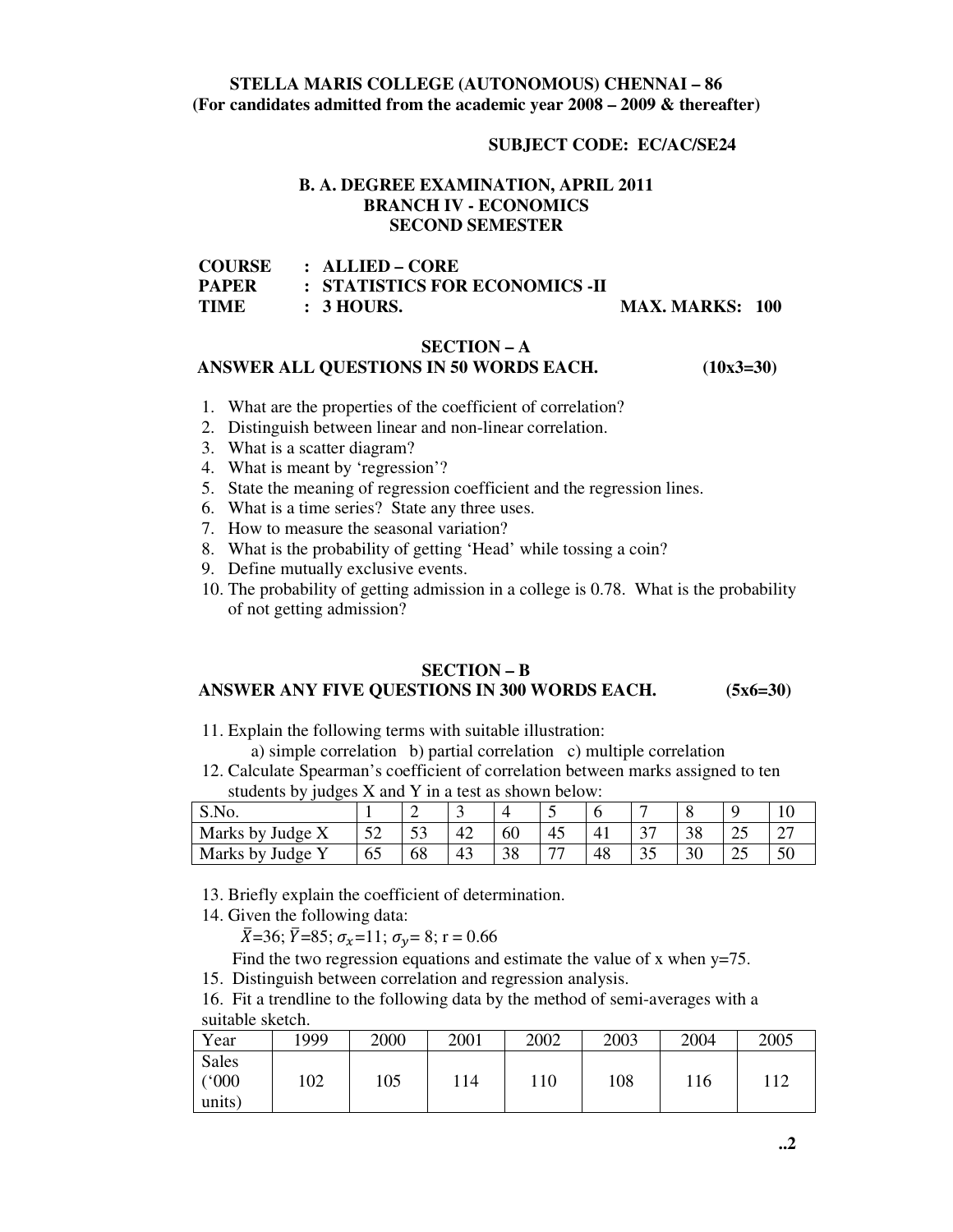**STELLA MARIS COLLEGE (AUTONOMOUS) CHENNAI – 86**
**(For candidates admitted from the academic year 2008 – 2009 & thereafter)**

**SUBJECT CODE: EC/AC/SE24**

**B. A. DEGREE EXAMINATION, APRIL 2011**
**BRANCH IV - ECONOMICS**
**SECOND SEMESTER**

**COURSE : ALLIED – CORE**
**PAPER : STATISTICS FOR ECONOMICS -II**
**TIME : 3 HOURS. MAX. MARKS: 100**

## SECTION – A

**ANSWER ALL QUESTIONS IN 50 WORDS EACH. (10x3=30)**

1. What are the properties of the coefficient of correlation?
2. Distinguish between linear and non-linear correlation.
3. What is a scatter diagram?
4. What is meant by 'regression'?
5. State the meaning of regression coefficient and the regression lines.
6. What is a time series? State any three uses.
7. How to measure the seasonal variation?
8. What is the probability of getting 'Head' while tossing a coin?
9. Define mutually exclusive events.
10. The probability of getting admission in a college is 0.78. What is the probability of not getting admission?

## SECTION – B

**ANSWER ANY FIVE QUESTIONS IN 300 WORDS EACH. (5x6=30)**

11. Explain the following terms with suitable illustration:
    a) simple correlation b) partial correlation c) multiple correlation
12. Calculate Spearman's coefficient of correlation between marks assigned to ten students by judges X and Y in a test as shown below:

| S.No. | 1 | 2 | 3 | 4 | 5 | 6 | 7 | 8 | 9 | 10 |
|---|---|---|---|---|---|---|---|---|---|---|
| Marks by Judge X | 52 | 53 | 42 | 60 | 45 | 41 | 37 | 38 | 25 | 27 |
| Marks by Judge Y | 65 | 68 | 43 | 38 | 77 | 48 | 35 | 30 | 25 | 50 |

13. Briefly explain the coefficient of determination.
14. Given the following data:
    $\bar{X}$=36; $\bar{Y}$=85; $\sigma_x$=11; $\sigma_y$= 8; r = 0.66
    Find the two regression equations and estimate the value of x when y=75.
15. Distinguish between correlation and regression analysis.
16. Fit a trendline to the following data by the method of semi-averages with a suitable sketch.

| Year | 1999 | 2000 | 2001 | 2002 | 2003 | 2004 | 2005 |
|---|---|---|---|---|---|---|---|
| Sales ('000 units) | 102 | 105 | 114 | 110 | 108 | 116 | 112 |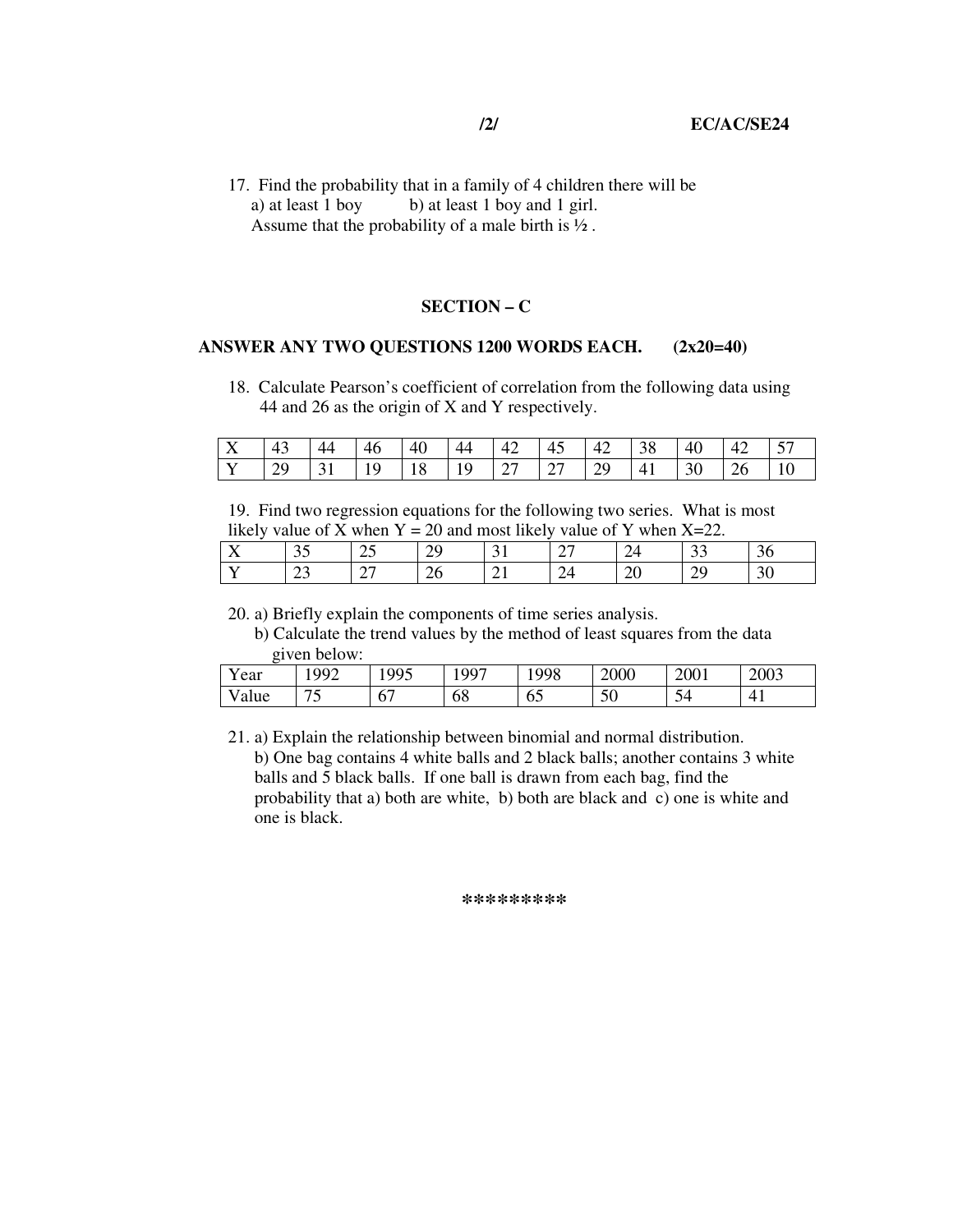17. Find the probability that in a family of 4 children there will be
    a) at least 1 boy  b) at least 1 boy and 1 girl.
    Assume that the probability of a male birth is ½ .

## SECTION – C

**ANSWER ANY TWO QUESTIONS 1200 WORDS EACH. (2x20=40)**

18. Calculate Pearson's coefficient of correlation from the following data using 44 and 26 as the origin of X and Y respectively.

| | | | | | | | | | | | | |
|---|---|---|---|---|---|---|---|---|---|---|---|---|
| X | 43 | 44 | 46 | 40 | 44 | 42 | 45 | 42 | 38 | 40 | 42 | 57 |
| Y | 29 | 31 | 19 | 18 | 19 | 27 | 27 | 29 | 41 | 30 | 26 | 10 |

19. Find two regression equations for the following two series. What is most likely value of X when Y = 20 and most likely value of Y when X=22.

| | | | | | | | | |
|---|---|---|---|---|---|---|---|---|
| X | 35 | 25 | 29 | 31 | 27 | 24 | 33 | 36 |
| Y | 23 | 27 | 26 | 21 | 24 | 20 | 29 | 30 |

20. a) Briefly explain the components of time series analysis.
    b) Calculate the trend values by the method of least squares from the data given below:

| | | | | | | | |
|---|---|---|---|---|---|---|---|
| Year | 1992 | 1995 | 1997 | 1998 | 2000 | 2001 | 2003 |
| Value | 75 | 67 | 68 | 65 | 50 | 54 | 41 |

21. a) Explain the relationship between binomial and normal distribution.
    b) One bag contains 4 white balls and 2 black balls; another contains 3 white balls and 5 black balls. If one ball is drawn from each bag, find the probability that a) both are white, b) both are black and c) one is white and one is black.

*********